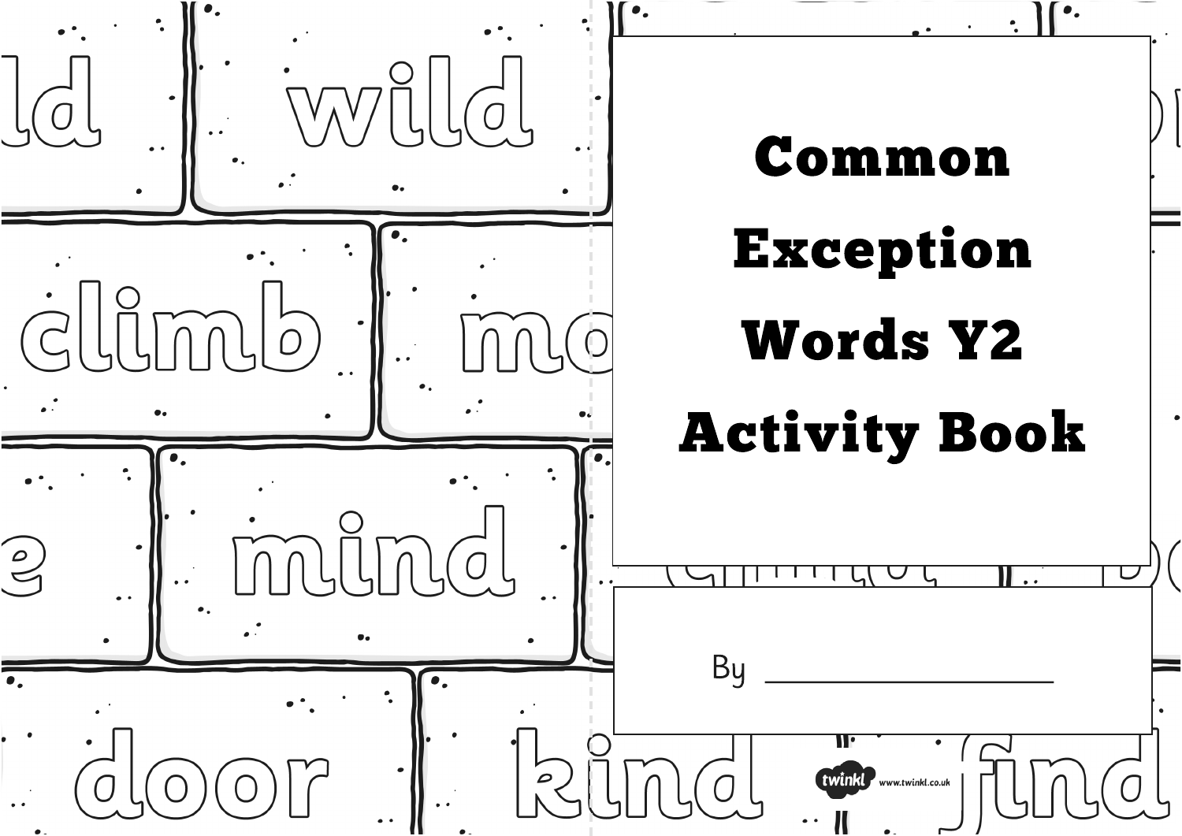# Common Exception Words Y2 Activity Book

By ____________________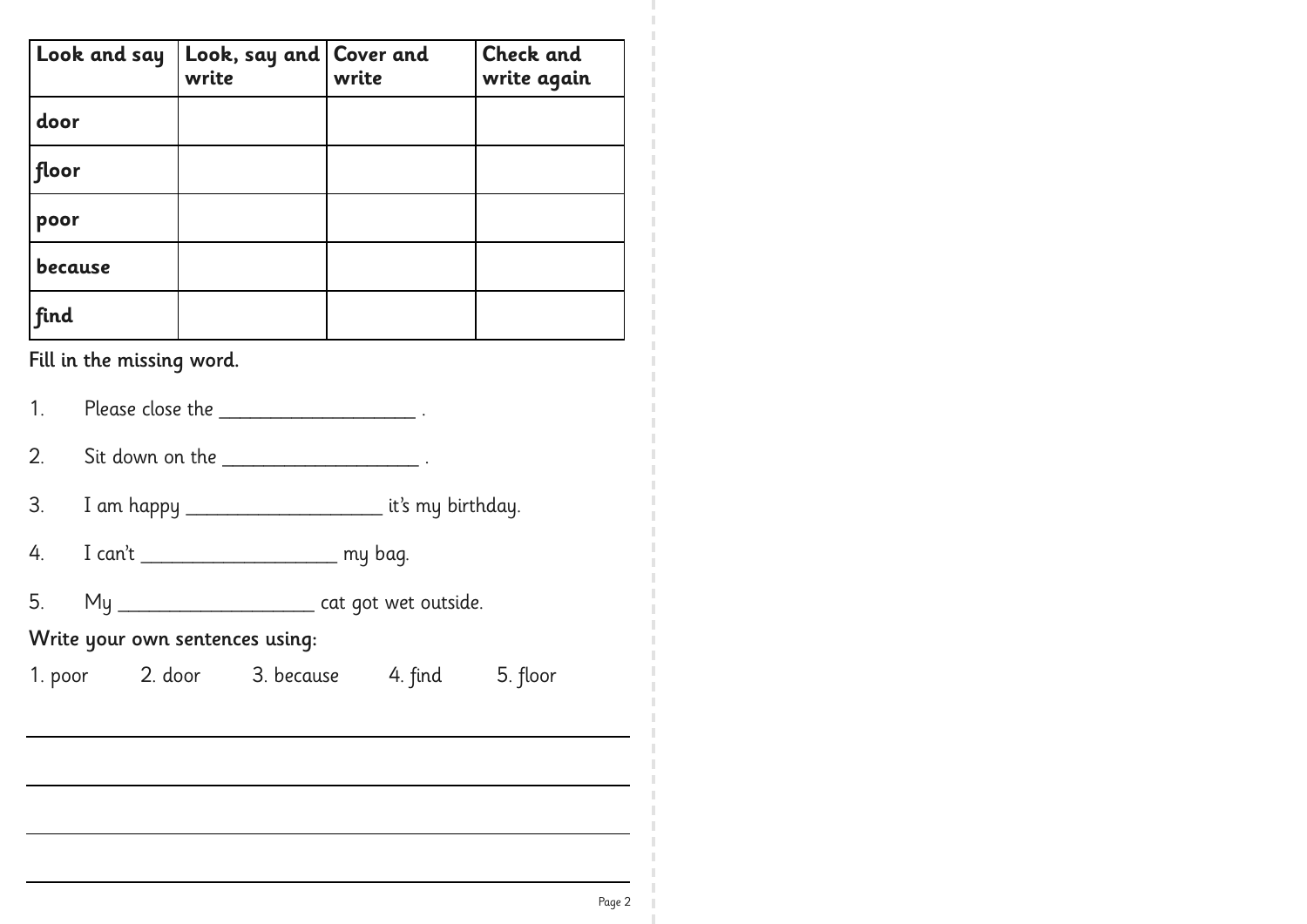| Look and say | Look, say and write | Cover and write | Check and write again |
|---|---|---|---|
| door | | | |
| floor | | | |
| poor | | | |
| because | | | |
| find | | | |

**Fill in the missing word.**

1. Please close the ____________________ .
2. Sit down on the ____________________ .
3. I am happy ____________________ it's my birthday.
4. I can't ____________________ my bag.
5. My ____________________ cat got wet outside.

**Write your own sentences using:**

1. poor 2. door 3. because 4. find 5. floor

______________________________________________________________

______________________________________________________________

______________________________________________________________

______________________________________________________________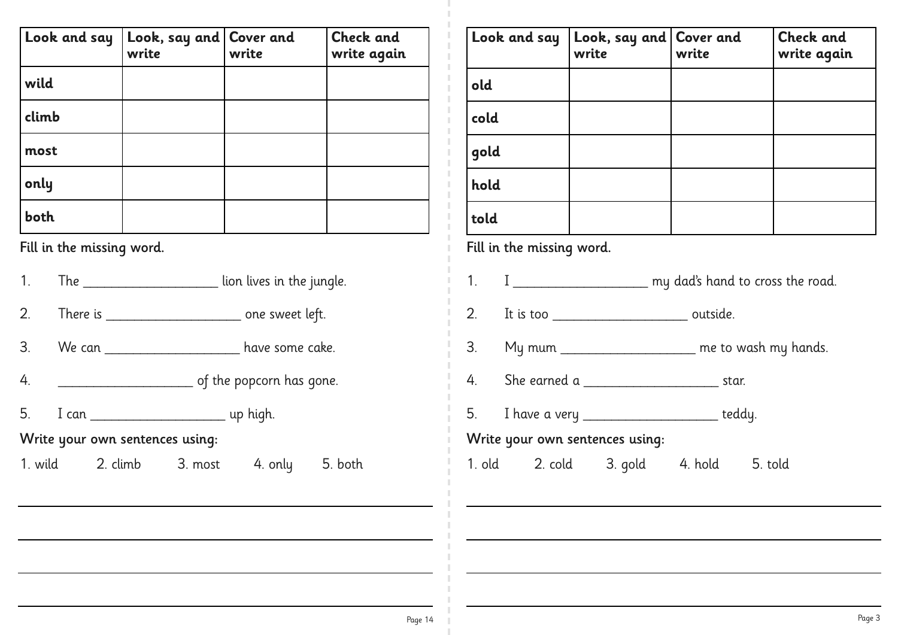| Look and say | Look, say and write | Cover and write | Check and write again |
| --- | --- | --- | --- |
| **wild** | | | |
| **climb** | | | |
| **most** | | | |
| **only** | | | |
| **both** | | | |

**Fill in the missing word.**

1. The ____________________ lion lives in the jungle.
2. There is ____________________ one sweet left.
3. We can ____________________ have some cake.
4. ____________________ of the popcorn has gone.
5. I can ____________________ up high.

**Write your own sentences using:**

1. wild 2. climb 3. most 4. only 5. both

______________________________________________

______________________________________________

______________________________________________

______________________________________________

| Look and say | Look, say and write | Cover and write | Check and write again |
| --- | --- | --- | --- |
| **old** | | | |
| **cold** | | | |
| **gold** | | | |
| **hold** | | | |
| **told** | | | |

**Fill in the missing word.**

1. I ____________________ my dad's hand to cross the road.
2. It is too ____________________ outside.
3. My mum ____________________ me to wash my hands.
4. She earned a ____________________ star.
5. I have a very ____________________ teddy.

**Write your own sentences using:**

1. old 2. cold 3. gold 4. hold 5. told

______________________________________________

______________________________________________

______________________________________________

______________________________________________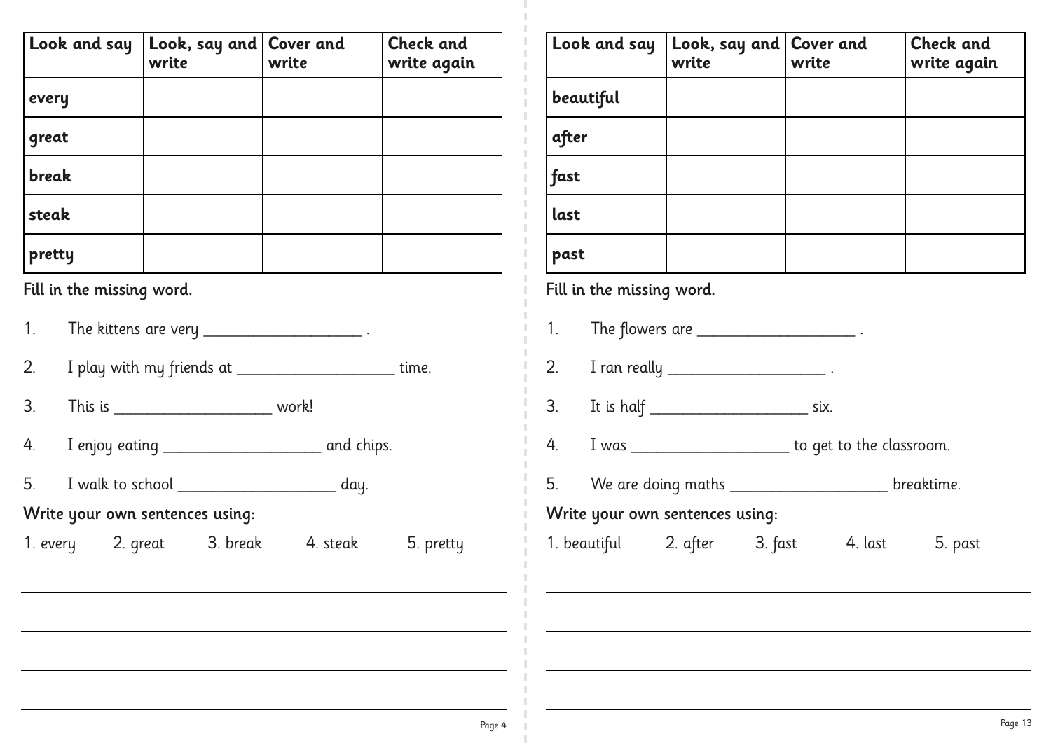| Look and say | Look, say and write | Cover and write | Check and write again |
|---|---|---|---|
| every | | | |
| great | | | |
| break | | | |
| steak | | | |
| pretty | | | |

Fill in the missing word.

1. The kittens are very ___________________ .
2. I play with my friends at ___________________ time.
3. This is ___________________ work!
4. I enjoy eating ___________________ and chips.
5. I walk to school ___________________ day.

Write your own sentences using:

1. every 2. great 3. break 4. steak 5. pretty

______________________________________________

______________________________________________

______________________________________________

______________________________________________

| Look and say | Look, say and write | Cover and write | Check and write again |
|---|---|---|---|
| beautiful | | | |
| after | | | |
| fast | | | |
| last | | | |
| past | | | |

Fill in the missing word.

1. The flowers are ___________________ .
2. I ran really ___________________ .
3. It is half ___________________ six.
4. I was ___________________ to get to the classroom.
5. We are doing maths ___________________ breaktime.

Write your own sentences using:

1. beautiful 2. after 3. fast 4. last 5. past

______________________________________________

______________________________________________

______________________________________________

______________________________________________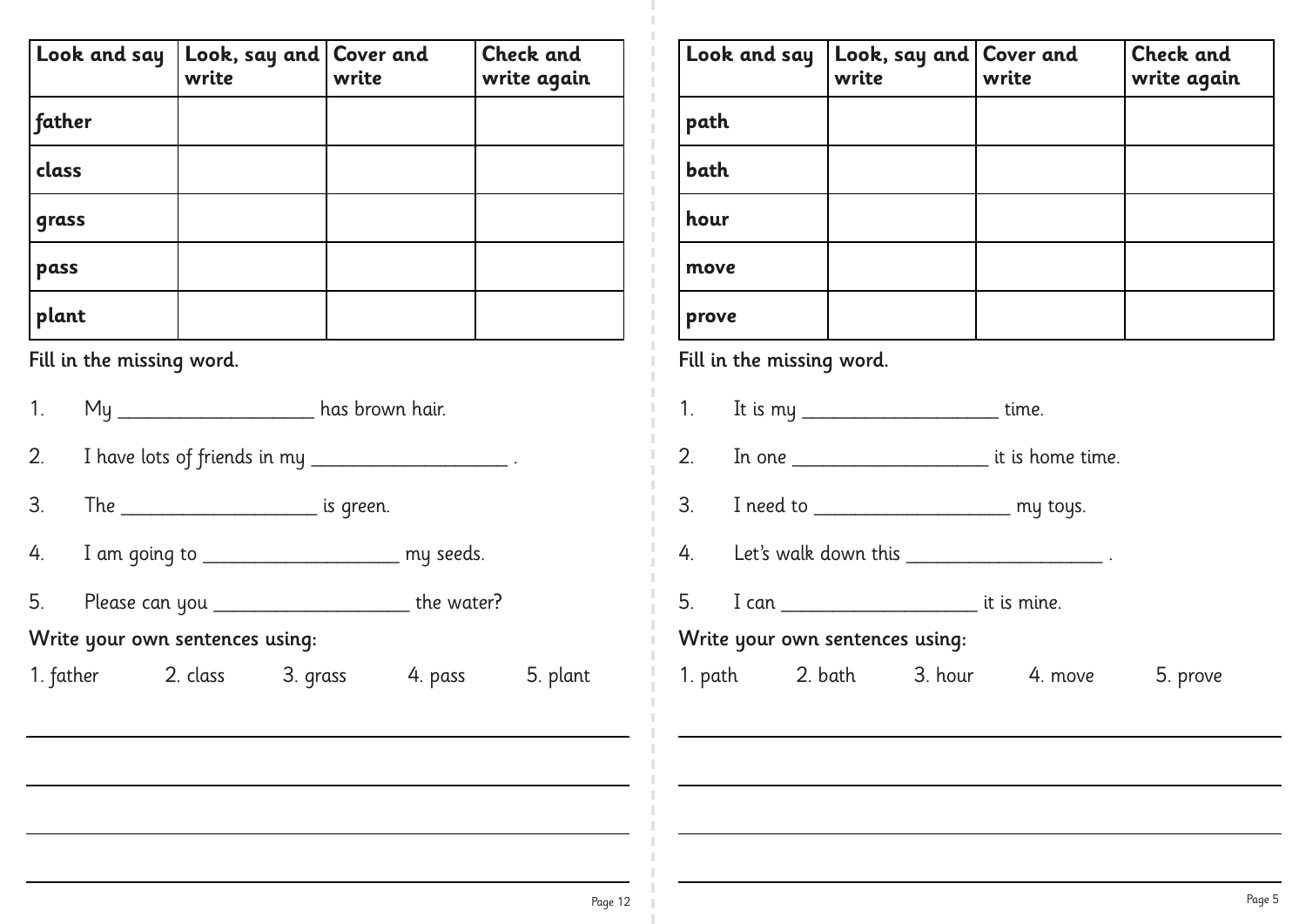| Look and say | Look, say and write | Cover and write | Check and write again |
| --- | --- | --- | --- |
| **father** | | | |
| **class** | | | |
| **grass** | | | |
| **pass** | | | |
| **plant** | | | |

Fill in the missing word.

1. My ___________________ has brown hair.
2. I have lots of friends in my ___________________ .
3. The ___________________ is green.
4. I am going to ___________________ my seeds.
5. Please can you ___________________ the water?

Write your own sentences using:

1. father 2. class 3. grass 4. pass 5. plant

______________________________________________

______________________________________________

______________________________________________

______________________________________________

| Look and say | Look, say and write | Cover and write | Check and write again |
| --- | --- | --- | --- |
| **path** | | | |
| **bath** | | | |
| **hour** | | | |
| **move** | | | |
| **prove** | | | |

Fill in the missing word.

1. It is my ___________________ time.
2. In one ___________________ it is home time.
3. I need to ___________________ my toys.
4. Let's walk down this ___________________ .
5. I can ___________________ it is mine.

Write your own sentences using:

1. path 2. bath 3. hour 4. move 5. prove

______________________________________________

______________________________________________

______________________________________________

______________________________________________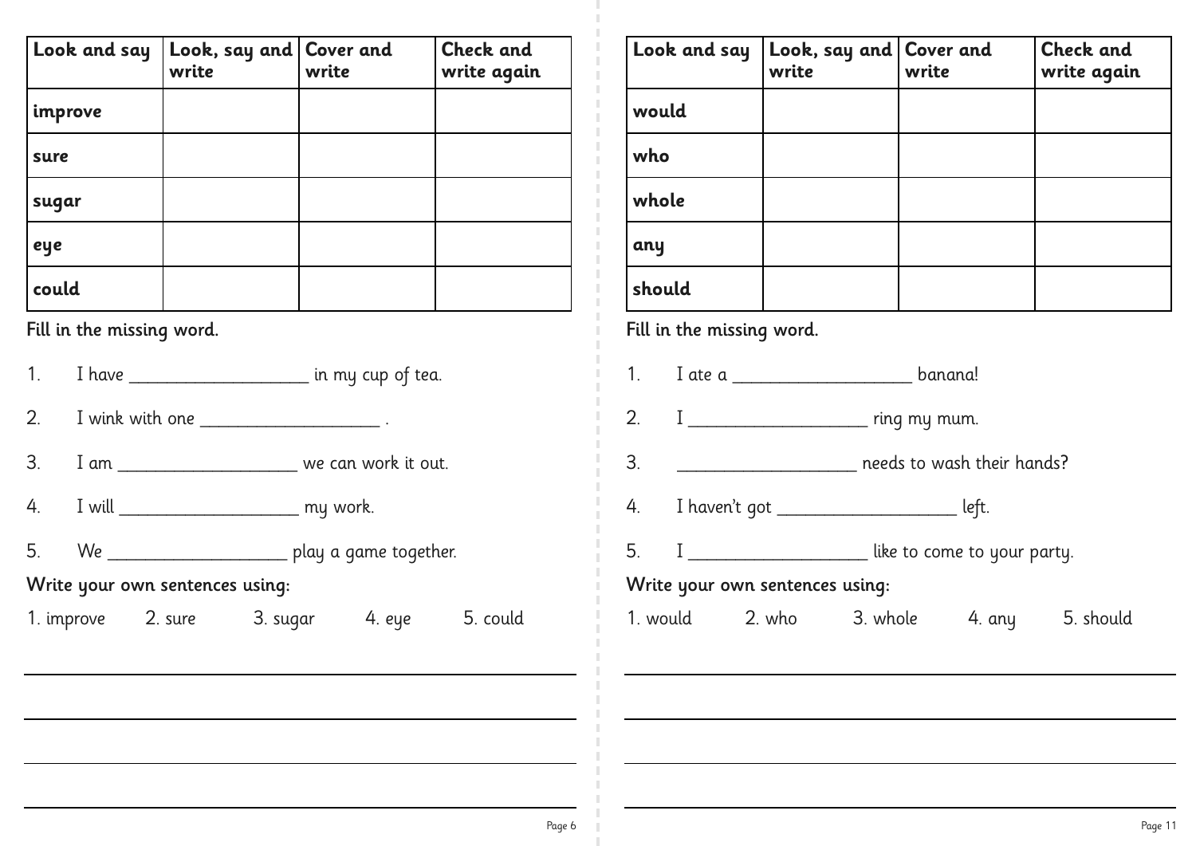| Look and say | Look, say and write | Cover and write | Check and write again |
| --- | --- | --- | --- |
| improve | | | |
| sure | | | |
| sugar | | | |
| eye | | | |
| could | | | |

Fill in the missing word.

1. I have ____________________ in my cup of tea.
2. I wink with one ____________________ .
3. I am ____________________ we can work it out.
4. I will ____________________ my work.
5. We ____________________ play a game together.

Write your own sentences using:

1. improve 2. sure 3. sugar 4. eye 5. could

______________________________________________

______________________________________________

______________________________________________

______________________________________________

| Look and say | Look, say and write | Cover and write | Check and write again |
| --- | --- | --- | --- |
| would | | | |
| who | | | |
| whole | | | |
| any | | | |
| should | | | |

Fill in the missing word.

1. I ate a ____________________ banana!
2. I ____________________ ring my mum.
3. ____________________ needs to wash their hands?
4. I haven't got ____________________ left.
5. I ____________________ like to come to your party.

Write your own sentences using:

1. would 2. who 3. whole 4. any 5. should

______________________________________________

______________________________________________

______________________________________________

______________________________________________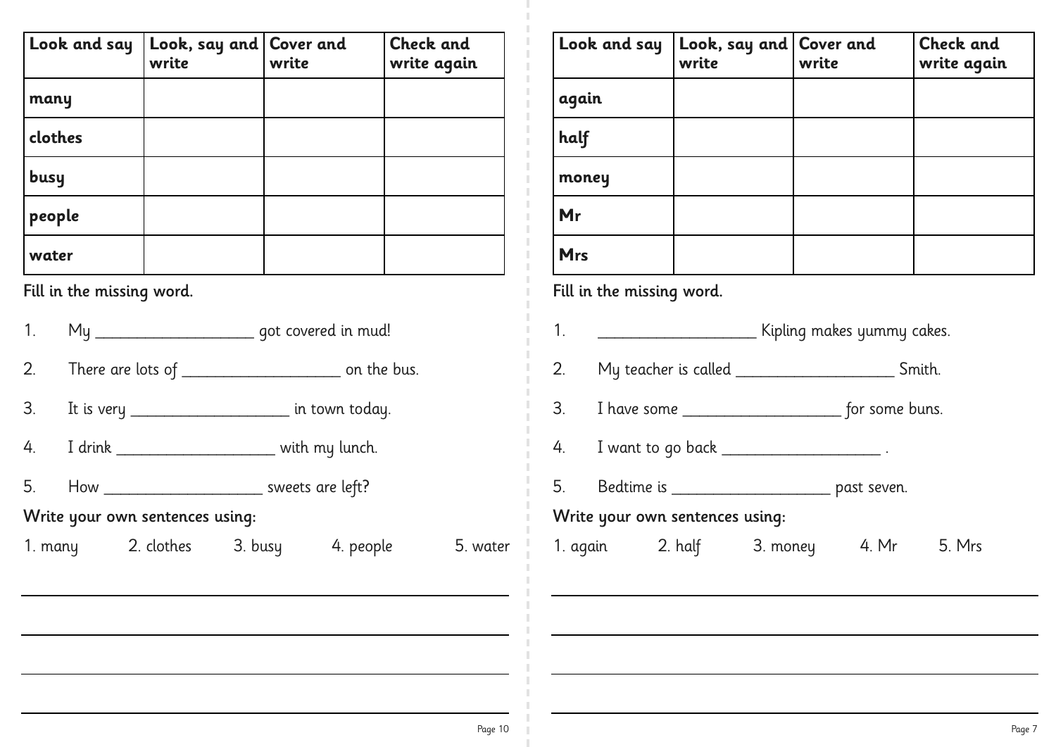| Look and say | Look, say and write | Cover and write | Check and write again |
|---|---|---|---|
| many | | | |
| clothes | | | |
| busy | | | |
| people | | | |
| water | | | |

Fill in the missing word.

1. My ___________________ got covered in mud!
2. There are lots of ___________________ on the bus.
3. It is very ___________________ in town today.
4. I drink ___________________ with my lunch.
5. How ___________________ sweets are left?

Write your own sentences using:

1. many 2. clothes 3. busy 4. people 5. water

______________________________________________

______________________________________________

______________________________________________

______________________________________________

| Look and say | Look, say and write | Cover and write | Check and write again |
|---|---|---|---|
| again | | | |
| half | | | |
| money | | | |
| Mr | | | |
| Mrs | | | |

Fill in the missing word.

1. ___________________ Kipling makes yummy cakes.
2. My teacher is called ___________________ Smith.
3. I have some ___________________ for some buns.
4. I want to go back ___________________ .
5. Bedtime is ___________________ past seven.

Write your own sentences using:

1. again 2. half 3. money 4. Mr 5. Mrs

______________________________________________

______________________________________________

______________________________________________

______________________________________________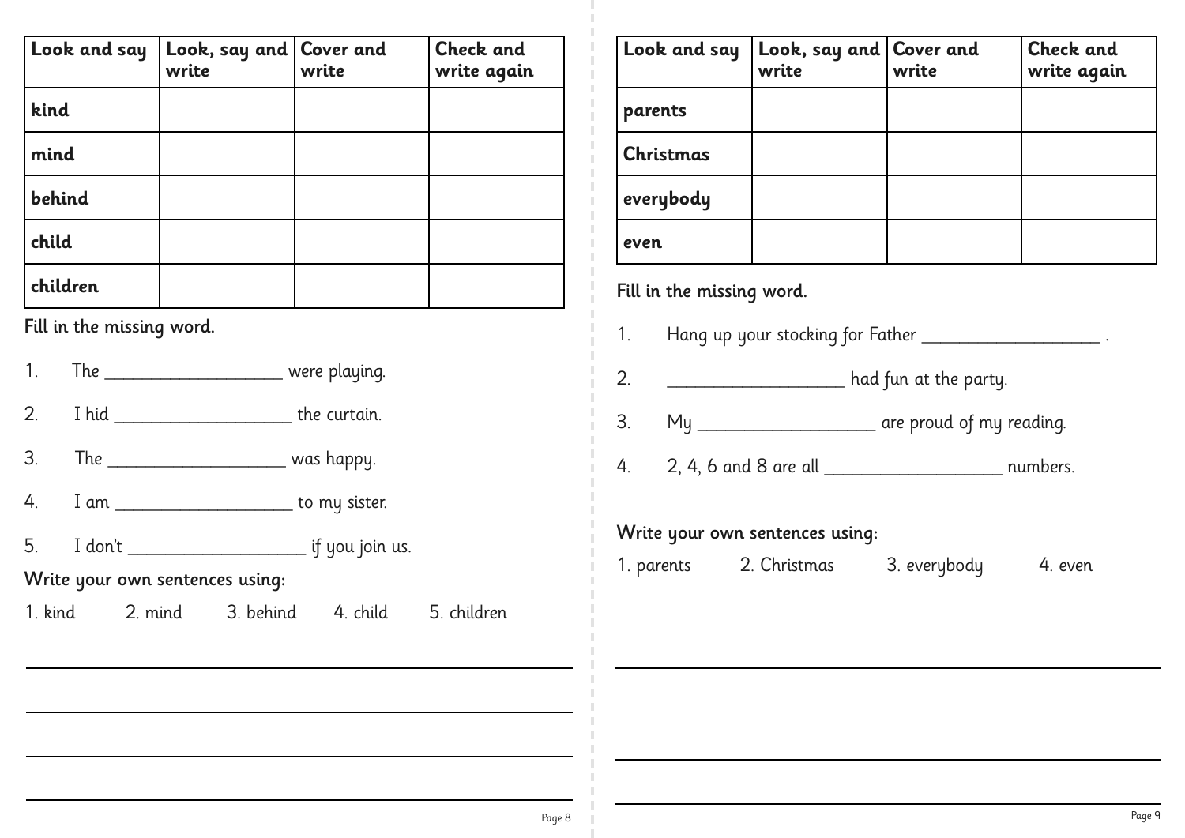| Look and say | Look, say and write | Cover and write | Check and write again |
| --- | --- | --- | --- |
| **kind** | | | |
| **mind** | | | |
| **behind** | | | |
| **child** | | | |
| **children** | | | |

**Fill in the missing word.**

1. The ___________________ were playing.
2. I hid ___________________ the curtain.
3. The ___________________ was happy.
4. I am ___________________ to my sister.
5. I don't ___________________ if you join us.

**Write your own sentences using:**

1. kind 2. mind 3. behind 4. child 5. children

| Look and say | Look, say and write | Cover and write | Check and write again |
| --- | --- | --- | --- |
| **parents** | | | |
| **Christmas** | | | |
| **everybody** | | | |
| **even** | | | |

**Fill in the missing word.**

1. Hang up your stocking for Father ___________________ .
2. ___________________ had fun at the party.
3. My ___________________ are proud of my reading.
4. 2, 4, 6 and 8 are all ___________________ numbers.

**Write your own sentences using:**

1. parents 2. Christmas 3. everybody 4. even